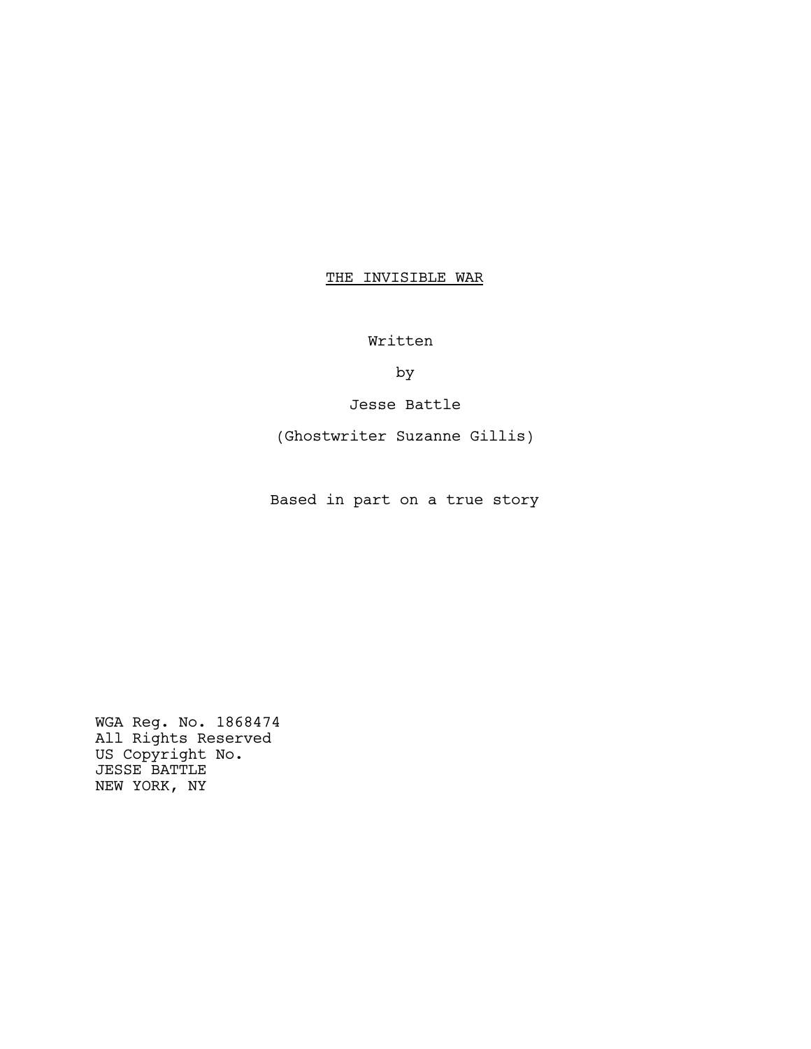# THE INVISIBLE WAR

Written

by

Jesse Battle

(Ghostwriter Suzanne Gillis)

Based in part on a true story

WGA Reg. No. 1868474
All Rights Reserved
US Copyright No.
JESSE BATTLE
NEW YORK, NY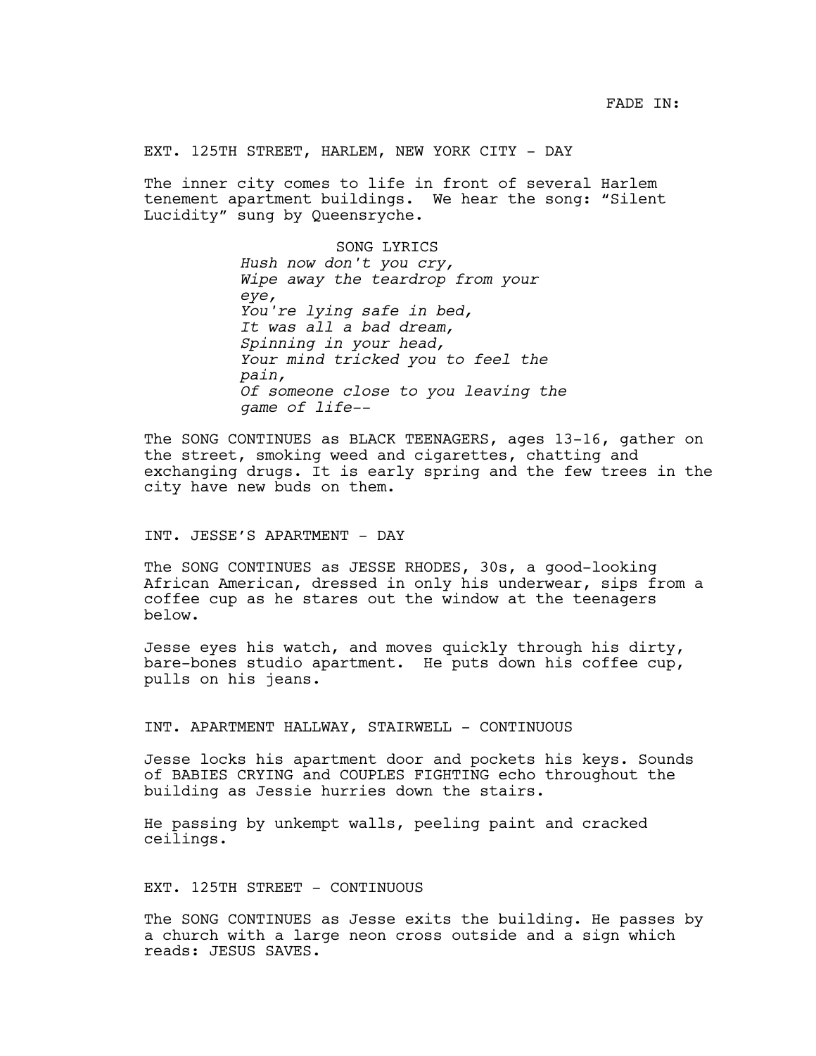FADE IN:

EXT. 125TH STREET, HARLEM, NEW YORK CITY - DAY

The inner city comes to life in front of several Harlem tenement apartment buildings. We hear the song: "Silent Lucidity" sung by Queensryche.

SONG LYRICS

*Hush now don't you cry,*
*Wipe away the teardrop from your eye,*
*You're lying safe in bed,*
*It was all a bad dream,*
*Spinning in your head,*
*Your mind tricked you to feel the pain,*
*Of someone close to you leaving the game of life--*

The SONG CONTINUES as BLACK TEENAGERS, ages 13-16, gather on the street, smoking weed and cigarettes, chatting and exchanging drugs. It is early spring and the few trees in the city have new buds on them.

INT. JESSE'S APARTMENT - DAY

The SONG CONTINUES as JESSE RHODES, 30s, a good-looking African American, dressed in only his underwear, sips from a coffee cup as he stares out the window at the teenagers below.

Jesse eyes his watch, and moves quickly through his dirty, bare-bones studio apartment. He puts down his coffee cup, pulls on his jeans.

INT. APARTMENT HALLWAY, STAIRWELL - CONTINUOUS

Jesse locks his apartment door and pockets his keys. Sounds of BABIES CRYING and COUPLES FIGHTING echo throughout the building as Jessie hurries down the stairs.

He passing by unkempt walls, peeling paint and cracked ceilings.

EXT. 125TH STREET - CONTINUOUS

The SONG CONTINUES as Jesse exits the building. He passes by a church with a large neon cross outside and a sign which reads: JESUS SAVES.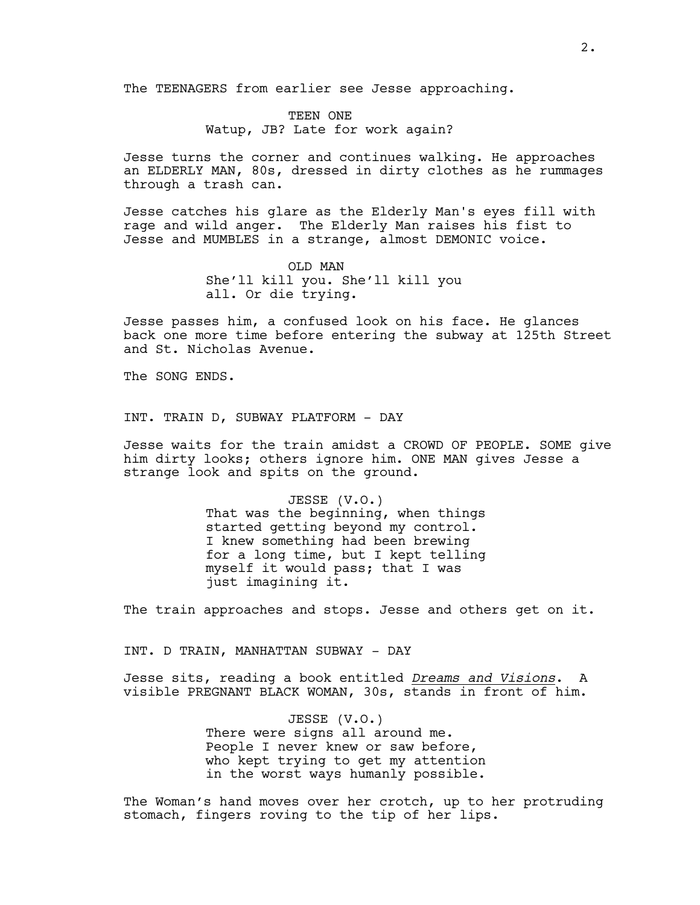The TEENAGERS from earlier see Jesse approaching.

TEEN ONE
Watup, JB? Late for work again?

Jesse turns the corner and continues walking. He approaches an ELDERLY MAN, 80s, dressed in dirty clothes as he rummages through a trash can.

Jesse catches his glare as the Elderly Man's eyes fill with rage and wild anger. The Elderly Man raises his fist to Jesse and MUMBLES in a strange, almost DEMONIC voice.

OLD MAN
She'll kill you. She'll kill you all. Or die trying.

Jesse passes him, a confused look on his face. He glances back one more time before entering the subway at 125th Street and St. Nicholas Avenue.

The SONG ENDS.

INT. TRAIN D, SUBWAY PLATFORM - DAY

Jesse waits for the train amidst a CROWD OF PEOPLE. SOME give him dirty looks; others ignore him. ONE MAN gives Jesse a strange look and spits on the ground.

JESSE (V.O.)
That was the beginning, when things started getting beyond my control. I knew something had been brewing for a long time, but I kept telling myself it would pass; that I was just imagining it.

The train approaches and stops. Jesse and others get on it.

INT. D TRAIN, MANHATTAN SUBWAY - DAY

Jesse sits, reading a book entitled _Dreams and Visions_. A visible PREGNANT BLACK WOMAN, 30s, stands in front of him.

JESSE (V.O.)
There were signs all around me. People I never knew or saw before, who kept trying to get my attention in the worst ways humanly possible.

The Woman's hand moves over her crotch, up to her protruding stomach, fingers roving to the tip of her lips.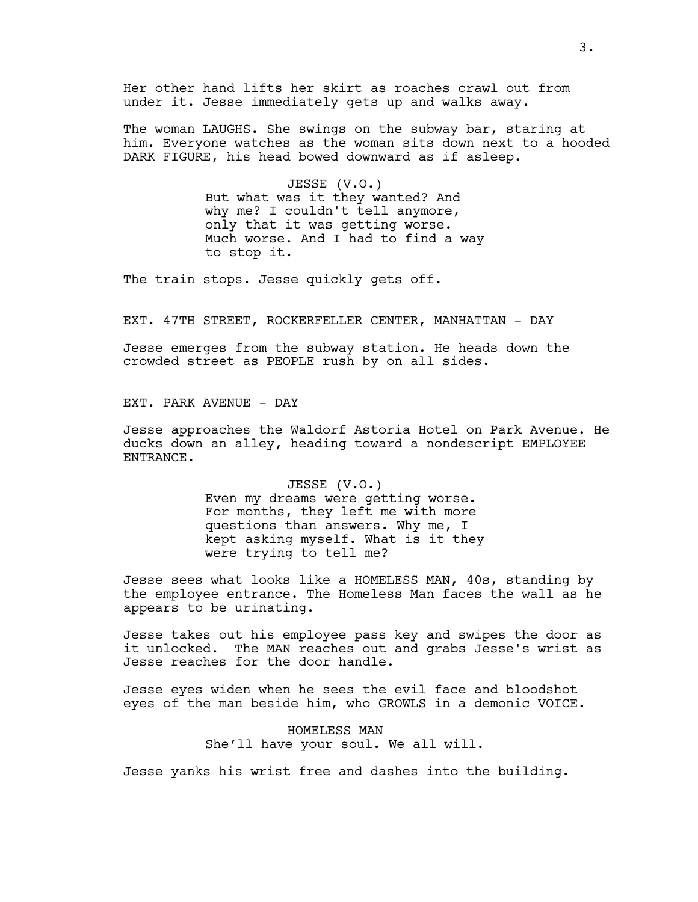Her other hand lifts her skirt as roaches crawl out from under it. Jesse immediately gets up and walks away.

The woman LAUGHS. She swings on the subway bar, staring at him. Everyone watches as the woman sits down next to a hooded DARK FIGURE, his head bowed downward as if asleep.

JESSE (V.O.)
But what was it they wanted? And why me? I couldn't tell anymore, only that it was getting worse. Much worse. And I had to find a way to stop it.

The train stops. Jesse quickly gets off.

EXT. 47TH STREET, ROCKERFELLER CENTER, MANHATTAN - DAY

Jesse emerges from the subway station. He heads down the crowded street as PEOPLE rush by on all sides.

EXT. PARK AVENUE - DAY

Jesse approaches the Waldorf Astoria Hotel on Park Avenue. He ducks down an alley, heading toward a nondescript EMPLOYEE ENTRANCE.

JESSE (V.O.)
Even my dreams were getting worse. For months, they left me with more questions than answers. Why me, I kept asking myself. What is it they were trying to tell me?

Jesse sees what looks like a HOMELESS MAN, 40s, standing by the employee entrance. The Homeless Man faces the wall as he appears to be urinating.

Jesse takes out his employee pass key and swipes the door as it unlocked. The MAN reaches out and grabs Jesse's wrist as Jesse reaches for the door handle.

Jesse eyes widen when he sees the evil face and bloodshot eyes of the man beside him, who GROWLS in a demonic VOICE.

HOMELESS MAN
She'll have your soul. We all will.

Jesse yanks his wrist free and dashes into the building.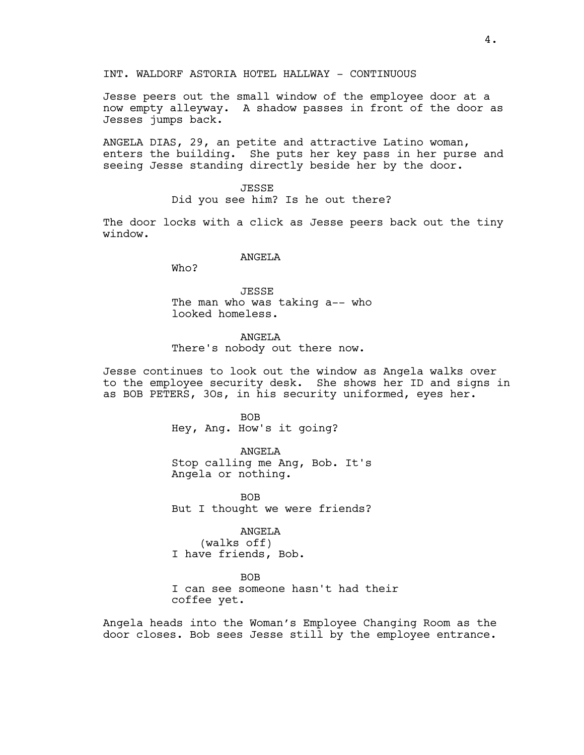INT. WALDORF ASTORIA HOTEL HALLWAY - CONTINUOUS

Jesse peers out the small window of the employee door at a now empty alleyway. A shadow passes in front of the door as Jesses jumps back.

ANGELA DIAS, 29, an petite and attractive Latino woman, enters the building. She puts her key pass in her purse and seeing Jesse standing directly beside her by the door.

JESSE
Did you see him? Is he out there?

The door locks with a click as Jesse peers back out the tiny window.

ANGELA
Who?

JESSE
The man who was taking a-- who looked homeless.

ANGELA
There's nobody out there now.

Jesse continues to look out the window as Angela walks over to the employee security desk. She shows her ID and signs in as BOB PETERS, 30s, in his security uniformed, eyes her.

BOB
Hey, Ang. How's it going?

ANGELA
Stop calling me Ang, Bob. It's Angela or nothing.

BOB
But I thought we were friends?

ANGELA
(walks off)
I have friends, Bob.

BOB
I can see someone hasn't had their coffee yet.

Angela heads into the Woman's Employee Changing Room as the door closes. Bob sees Jesse still by the employee entrance.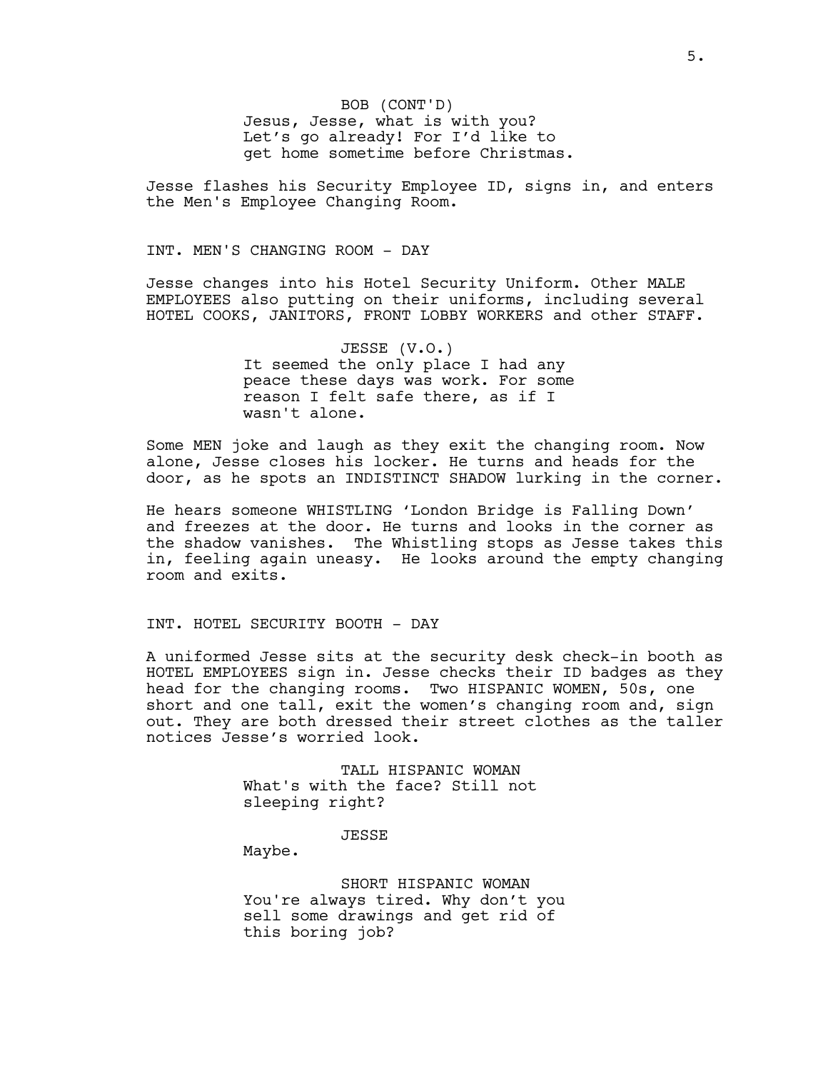BOB (CONT'D)
Jesus, Jesse, what is with you? Let's go already! For I'd like to get home sometime before Christmas.

Jesse flashes his Security Employee ID, signs in, and enters the Men's Employee Changing Room.

INT. MEN'S CHANGING ROOM - DAY

Jesse changes into his Hotel Security Uniform. Other MALE EMPLOYEES also putting on their uniforms, including several HOTEL COOKS, JANITORS, FRONT LOBBY WORKERS and other STAFF.

JESSE (V.O.)
It seemed the only place I had any peace these days was work. For some reason I felt safe there, as if I wasn't alone.

Some MEN joke and laugh as they exit the changing room. Now alone, Jesse closes his locker. He turns and heads for the door, as he spots an INDISTINCT SHADOW lurking in the corner.

He hears someone WHISTLING 'London Bridge is Falling Down' and freezes at the door. He turns and looks in the corner as the shadow vanishes. The Whistling stops as Jesse takes this in, feeling again uneasy. He looks around the empty changing room and exits.

INT. HOTEL SECURITY BOOTH - DAY

A uniformed Jesse sits at the security desk check-in booth as HOTEL EMPLOYEES sign in. Jesse checks their ID badges as they head for the changing rooms. Two HISPANIC WOMEN, 50s, one short and one tall, exit the women's changing room and, sign out. They are both dressed their street clothes as the taller notices Jesse's worried look.

TALL HISPANIC WOMAN
What's with the face? Still not sleeping right?

JESSE
Maybe.

SHORT HISPANIC WOMAN
You're always tired. Why don't you sell some drawings and get rid of this boring job?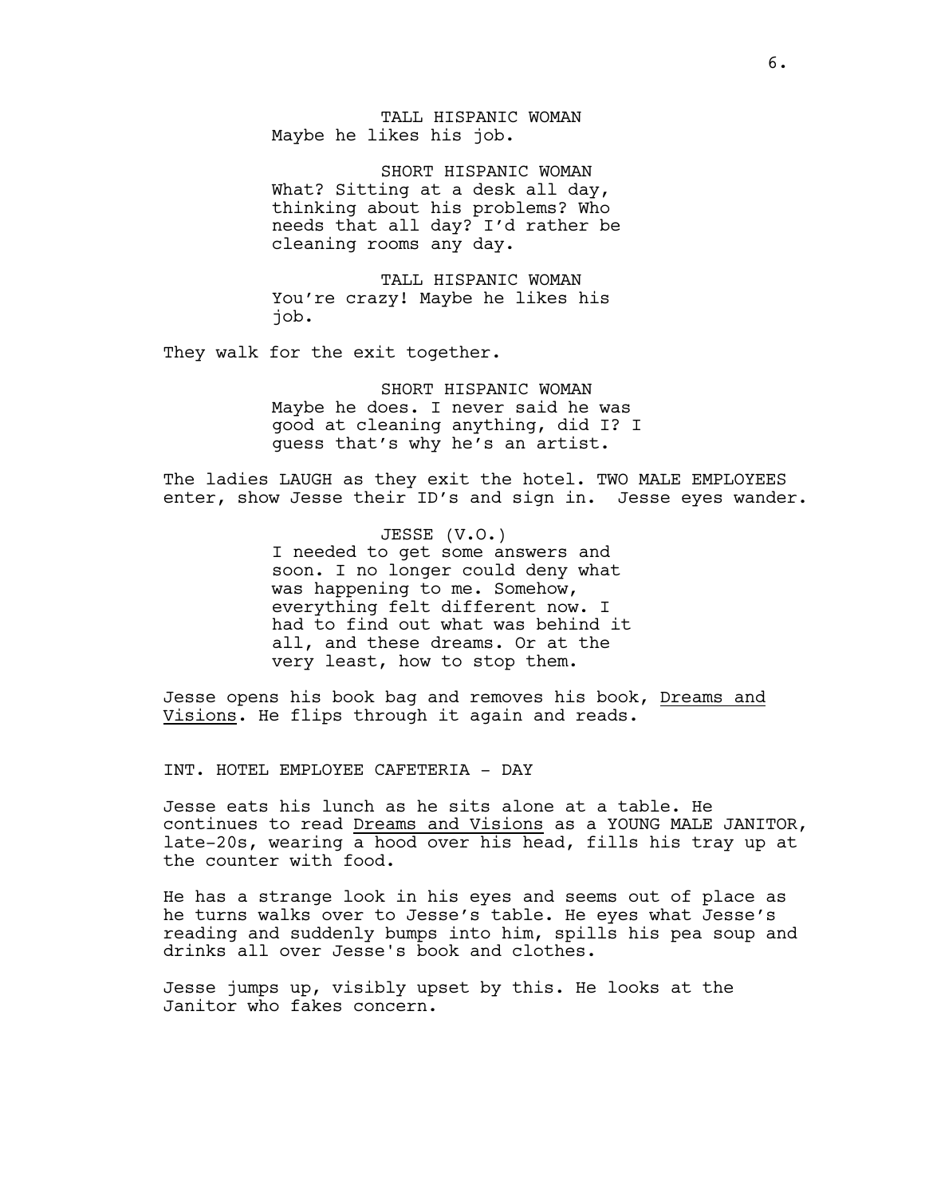TALL HISPANIC WOMAN
Maybe he likes his job.

SHORT HISPANIC WOMAN
What? Sitting at a desk all day, thinking about his problems? Who needs that all day? I'd rather be cleaning rooms any day.

TALL HISPANIC WOMAN
You're crazy! Maybe he likes his job.

They walk for the exit together.

SHORT HISPANIC WOMAN
Maybe he does. I never said he was good at cleaning anything, did I? I guess that's why he's an artist.

The ladies LAUGH as they exit the hotel. TWO MALE EMPLOYEES enter, show Jesse their ID's and sign in. Jesse eyes wander.

JESSE (V.O.)
I needed to get some answers and soon. I no longer could deny what was happening to me. Somehow, everything felt different now. I had to find out what was behind it all, and these dreams. Or at the very least, how to stop them.

Jesse opens his book bag and removes his book, <u>Dreams and Visions</u>. He flips through it again and reads.

INT. HOTEL EMPLOYEE CAFETERIA - DAY

Jesse eats his lunch as he sits alone at a table. He continues to read <u>Dreams and Visions</u> as a YOUNG MALE JANITOR, late-20s, wearing a hood over his head, fills his tray up at the counter with food.

He has a strange look in his eyes and seems out of place as he turns walks over to Jesse's table. He eyes what Jesse's reading and suddenly bumps into him, spills his pea soup and drinks all over Jesse's book and clothes.

Jesse jumps up, visibly upset by this. He looks at the Janitor who fakes concern.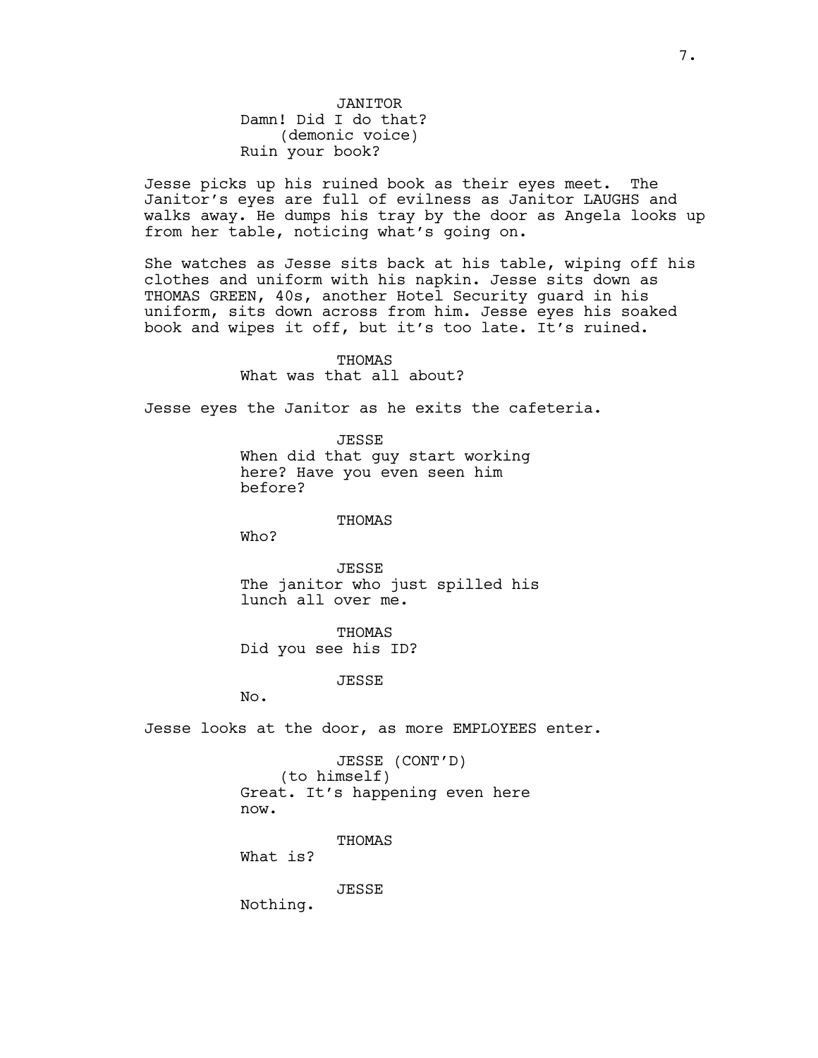JANITOR
Damn! Did I do that?
(demonic voice)
Ruin your book?

Jesse picks up his ruined book as their eyes meet. The Janitor's eyes are full of evilness as Janitor LAUGHS and walks away. He dumps his tray by the door as Angela looks up from her table, noticing what's going on.

She watches as Jesse sits back at his table, wiping off his clothes and uniform with his napkin. Jesse sits down as THOMAS GREEN, 40s, another Hotel Security guard in his uniform, sits down across from him. Jesse eyes his soaked book and wipes it off, but it's too late. It's ruined.

THOMAS
What was that all about?

Jesse eyes the Janitor as he exits the cafeteria.

JESSE
When did that guy start working here? Have you even seen him before?

THOMAS
Who?

JESSE
The janitor who just spilled his lunch all over me.

THOMAS
Did you see his ID?

JESSE
No.

Jesse looks at the door, as more EMPLOYEES enter.

JESSE (CONT'D)
(to himself)
Great. It's happening even here now.

THOMAS
What is?

JESSE
Nothing.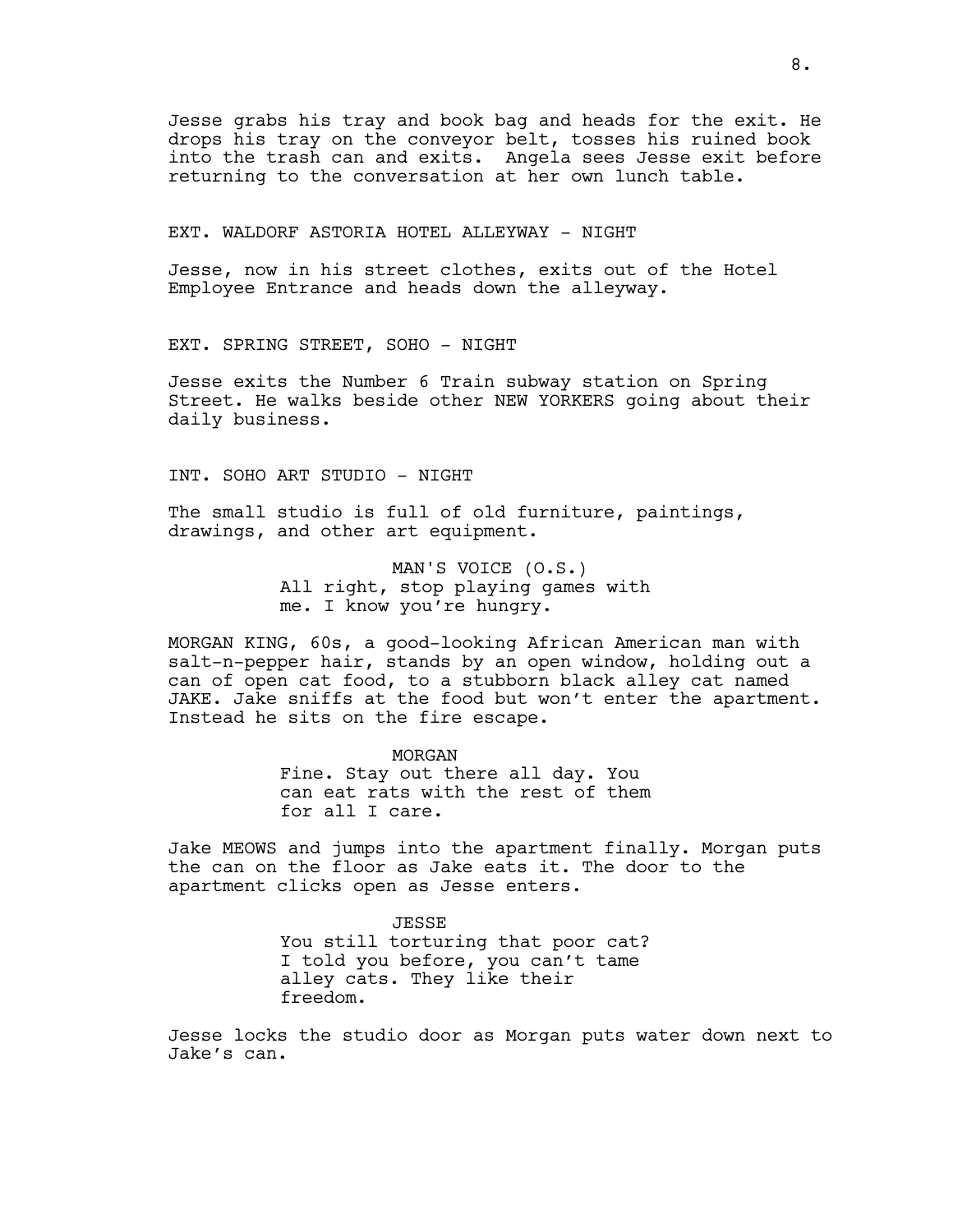Jesse grabs his tray and book bag and heads for the exit. He drops his tray on the conveyor belt, tosses his ruined book into the trash can and exits.  Angela sees Jesse exit before returning to the conversation at her own lunch table.

EXT. WALDORF ASTORIA HOTEL ALLEYWAY - NIGHT

Jesse, now in his street clothes, exits out of the Hotel Employee Entrance and heads down the alleyway.

EXT. SPRING STREET, SOHO - NIGHT

Jesse exits the Number 6 Train subway station on Spring Street. He walks beside other NEW YORKERS going about their daily business.

INT. SOHO ART STUDIO - NIGHT

The small studio is full of old furniture, paintings, drawings, and other art equipment.

MAN'S VOICE (O.S.)
All right, stop playing games with me. I know you're hungry.

MORGAN KING, 60s, a good-looking African American man with salt-n-pepper hair, stands by an open window, holding out a can of open cat food, to a stubborn black alley cat named JAKE. Jake sniffs at the food but won't enter the apartment. Instead he sits on the fire escape.

MORGAN
Fine. Stay out there all day. You can eat rats with the rest of them for all I care.

Jake MEOWS and jumps into the apartment finally. Morgan puts the can on the floor as Jake eats it. The door to the apartment clicks open as Jesse enters.

JESSE
You still torturing that poor cat? I told you before, you can't tame alley cats. They like their freedom.

Jesse locks the studio door as Morgan puts water down next to Jake's can.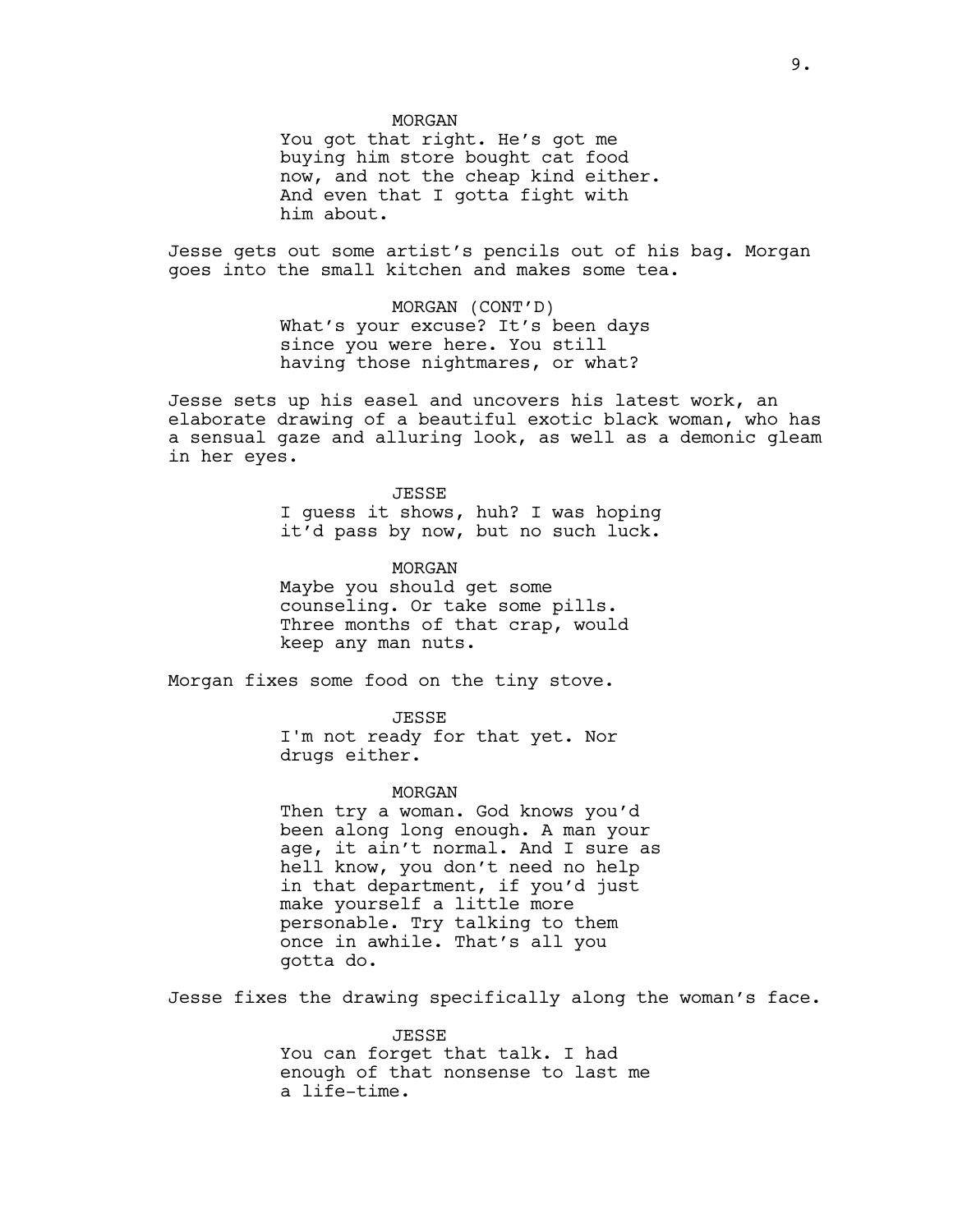MORGAN

You got that right. He's got me buying him store bought cat food now, and not the cheap kind either. And even that I gotta fight with him about.

Jesse gets out some artist's pencils out of his bag. Morgan goes into the small kitchen and makes some tea.

MORGAN (CONT'D)

What's your excuse? It's been days since you were here. You still having those nightmares, or what?

Jesse sets up his easel and uncovers his latest work, an elaborate drawing of a beautiful exotic black woman, who has a sensual gaze and alluring look, as well as a demonic gleam in her eyes.

JESSE

I guess it shows, huh? I was hoping it'd pass by now, but no such luck.

MORGAN

Maybe you should get some counseling. Or take some pills. Three months of that crap, would keep any man nuts.

Morgan fixes some food on the tiny stove.

JESSE

I'm not ready for that yet. Nor drugs either.

MORGAN

Then try a woman. God knows you'd been along long enough. A man your age, it ain't normal. And I sure as hell know, you don't need no help in that department, if you'd just make yourself a little more personable. Try talking to them once in awhile. That's all you gotta do.

Jesse fixes the drawing specifically along the woman's face.

JESSE

You can forget that talk. I had enough of that nonsense to last me a life-time.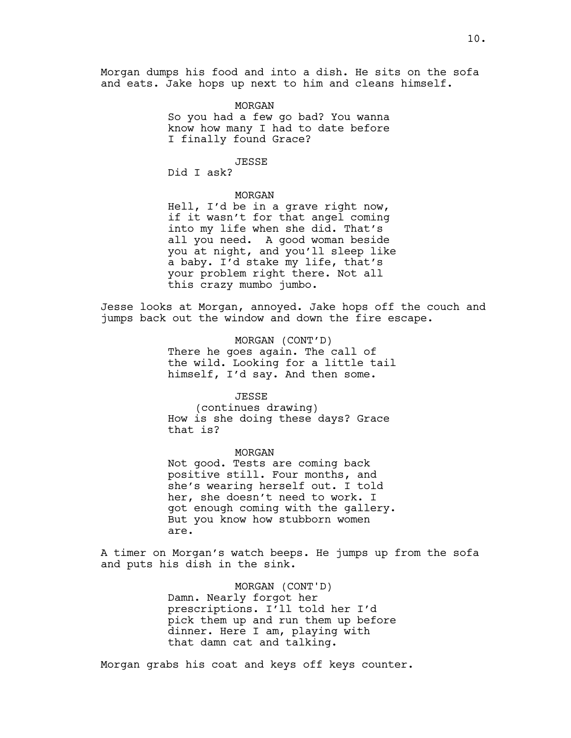Morgan dumps his food and into a dish. He sits on the sofa and eats. Jake hops up next to him and cleans himself.

MORGAN
So you had a few go bad? You wanna know how many I had to date before I finally found Grace?

JESSE
Did I ask?

MORGAN
Hell, I'd be in a grave right now, if it wasn't for that angel coming into my life when she did. That's all you need. A good woman beside you at night, and you'll sleep like a baby. I'd stake my life, that's your problem right there. Not all this crazy mumbo jumbo.

Jesse looks at Morgan, annoyed. Jake hops off the couch and jumps back out the window and down the fire escape.

MORGAN (CONT'D)
There he goes again. The call of the wild. Looking for a little tail himself, I'd say. And then some.

JESSE
(continues drawing)
How is she doing these days? Grace that is?

MORGAN
Not good. Tests are coming back positive still. Four months, and she's wearing herself out. I told her, she doesn't need to work. I got enough coming with the gallery. But you know how stubborn women are.

A timer on Morgan's watch beeps. He jumps up from the sofa and puts his dish in the sink.

MORGAN (CONT'D)
Damn. Nearly forgot her prescriptions. I'll told her I'd pick them up and run them up before dinner. Here I am, playing with that damn cat and talking.

Morgan grabs his coat and keys off keys counter.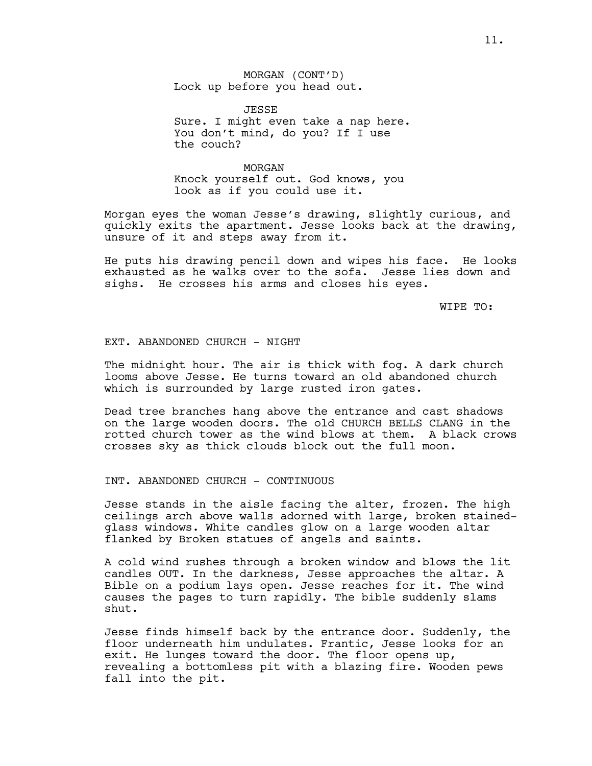MORGAN (CONT'D)
Lock up before you head out.

JESSE
Sure. I might even take a nap here. You don't mind, do you? If I use the couch?

MORGAN
Knock yourself out. God knows, you look as if you could use it.

Morgan eyes the woman Jesse's drawing, slightly curious, and quickly exits the apartment. Jesse looks back at the drawing, unsure of it and steps away from it.

He puts his drawing pencil down and wipes his face. He looks exhausted as he walks over to the sofa. Jesse lies down and sighs. He crosses his arms and closes his eyes.

WIPE TO:

EXT. ABANDONED CHURCH - NIGHT

The midnight hour. The air is thick with fog. A dark church looms above Jesse. He turns toward an old abandoned church which is surrounded by large rusted iron gates.

Dead tree branches hang above the entrance and cast shadows on the large wooden doors. The old CHURCH BELLS CLANG in the rotted church tower as the wind blows at them. A black crows crosses sky as thick clouds block out the full moon.

INT. ABANDONED CHURCH - CONTINUOUS

Jesse stands in the aisle facing the alter, frozen. The high ceilings arch above walls adorned with large, broken stained-glass windows. White candles glow on a large wooden altar flanked by Broken statues of angels and saints.

A cold wind rushes through a broken window and blows the lit candles OUT. In the darkness, Jesse approaches the altar. A Bible on a podium lays open. Jesse reaches for it. The wind causes the pages to turn rapidly. The bible suddenly slams shut.

Jesse finds himself back by the entrance door. Suddenly, the floor underneath him undulates. Frantic, Jesse looks for an exit. He lunges toward the door. The floor opens up, revealing a bottomless pit with a blazing fire. Wooden pews fall into the pit.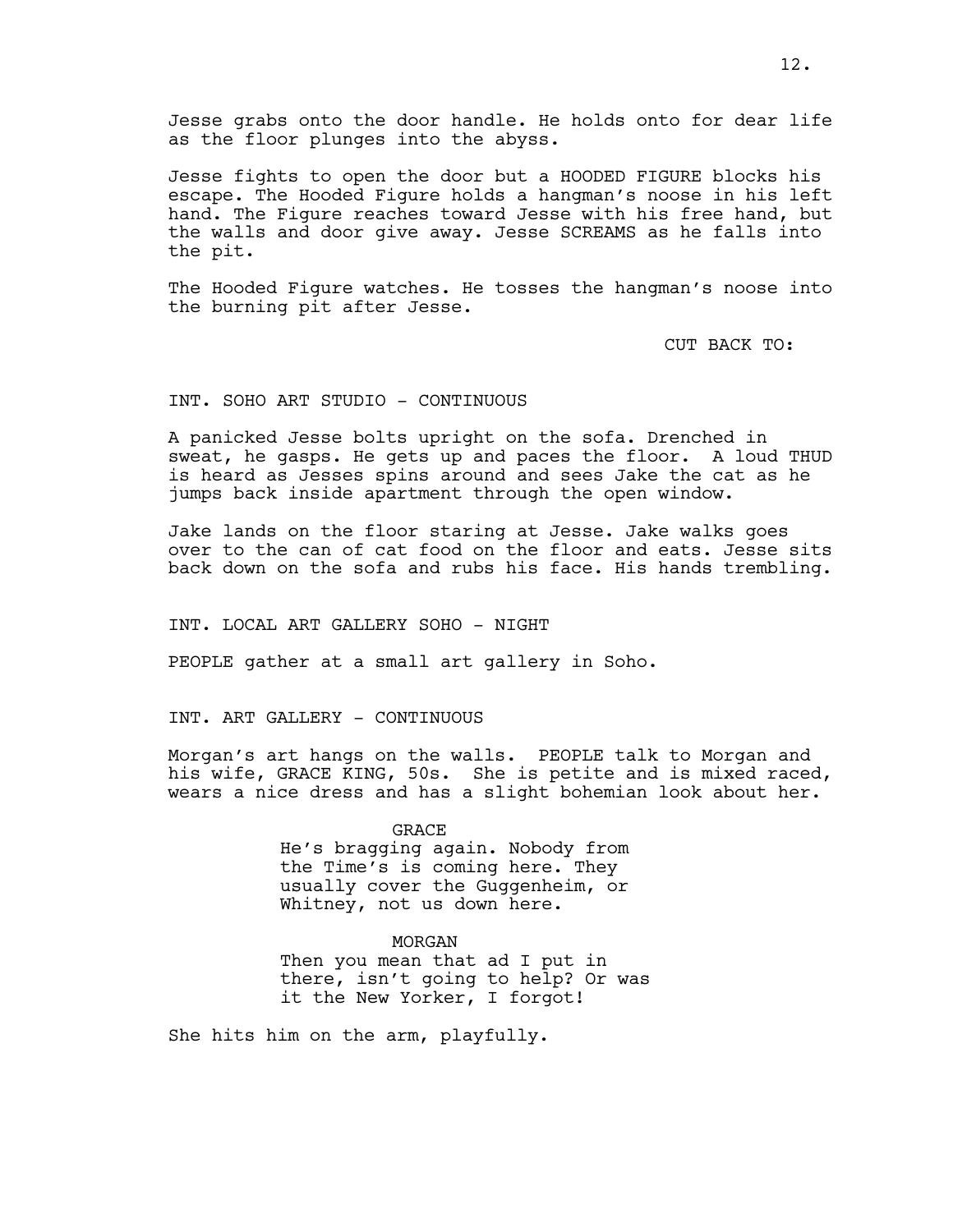Jesse grabs onto the door handle. He holds onto for dear life as the floor plunges into the abyss.

Jesse fights to open the door but a HOODED FIGURE blocks his escape. The Hooded Figure holds a hangman's noose in his left hand. The Figure reaches toward Jesse with his free hand, but the walls and door give away. Jesse SCREAMS as he falls into the pit.

The Hooded Figure watches. He tosses the hangman's noose into the burning pit after Jesse.

CUT BACK TO:

INT. SOHO ART STUDIO - CONTINUOUS

A panicked Jesse bolts upright on the sofa. Drenched in sweat, he gasps. He gets up and paces the floor. A loud THUD is heard as Jesses spins around and sees Jake the cat as he jumps back inside apartment through the open window.

Jake lands on the floor staring at Jesse. Jake walks goes over to the can of cat food on the floor and eats. Jesse sits back down on the sofa and rubs his face. His hands trembling.

INT. LOCAL ART GALLERY SOHO - NIGHT

PEOPLE gather at a small art gallery in Soho.

INT. ART GALLERY - CONTINUOUS

Morgan's art hangs on the walls. PEOPLE talk to Morgan and his wife, GRACE KING, 50s. She is petite and is mixed raced, wears a nice dress and has a slight bohemian look about her.

GRACE
He's bragging again. Nobody from the Time's is coming here. They usually cover the Guggenheim, or Whitney, not us down here.

MORGAN
Then you mean that ad I put in there, isn't going to help? Or was it the New Yorker, I forgot!

She hits him on the arm, playfully.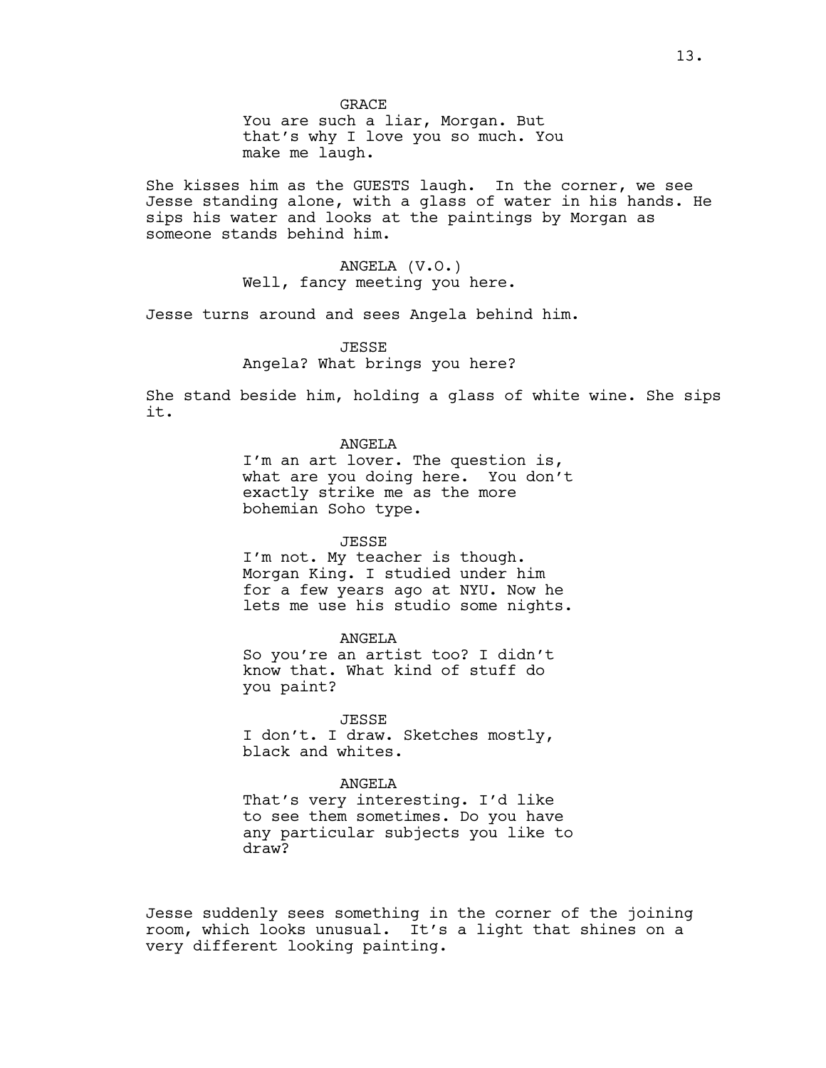GRACE

You are such a liar, Morgan. But that's why I love you so much. You make me laugh.

She kisses him as the GUESTS laugh. In the corner, we see Jesse standing alone, with a glass of water in his hands. He sips his water and looks at the paintings by Morgan as someone stands behind him.

ANGELA (V.O.)

Well, fancy meeting you here.

Jesse turns around and sees Angela behind him.

JESSE

Angela? What brings you here?

She stand beside him, holding a glass of white wine. She sips it.

ANGELA

I'm an art lover. The question is, what are you doing here. You don't exactly strike me as the more bohemian Soho type.

JESSE

I'm not. My teacher is though. Morgan King. I studied under him for a few years ago at NYU. Now he lets me use his studio some nights.

ANGELA

So you're an artist too? I didn't know that. What kind of stuff do you paint?

JESSE

I don't. I draw. Sketches mostly, black and whites.

ANGELA

That's very interesting. I'd like to see them sometimes. Do you have any particular subjects you like to draw?

Jesse suddenly sees something in the corner of the joining room, which looks unusual. It's a light that shines on a very different looking painting.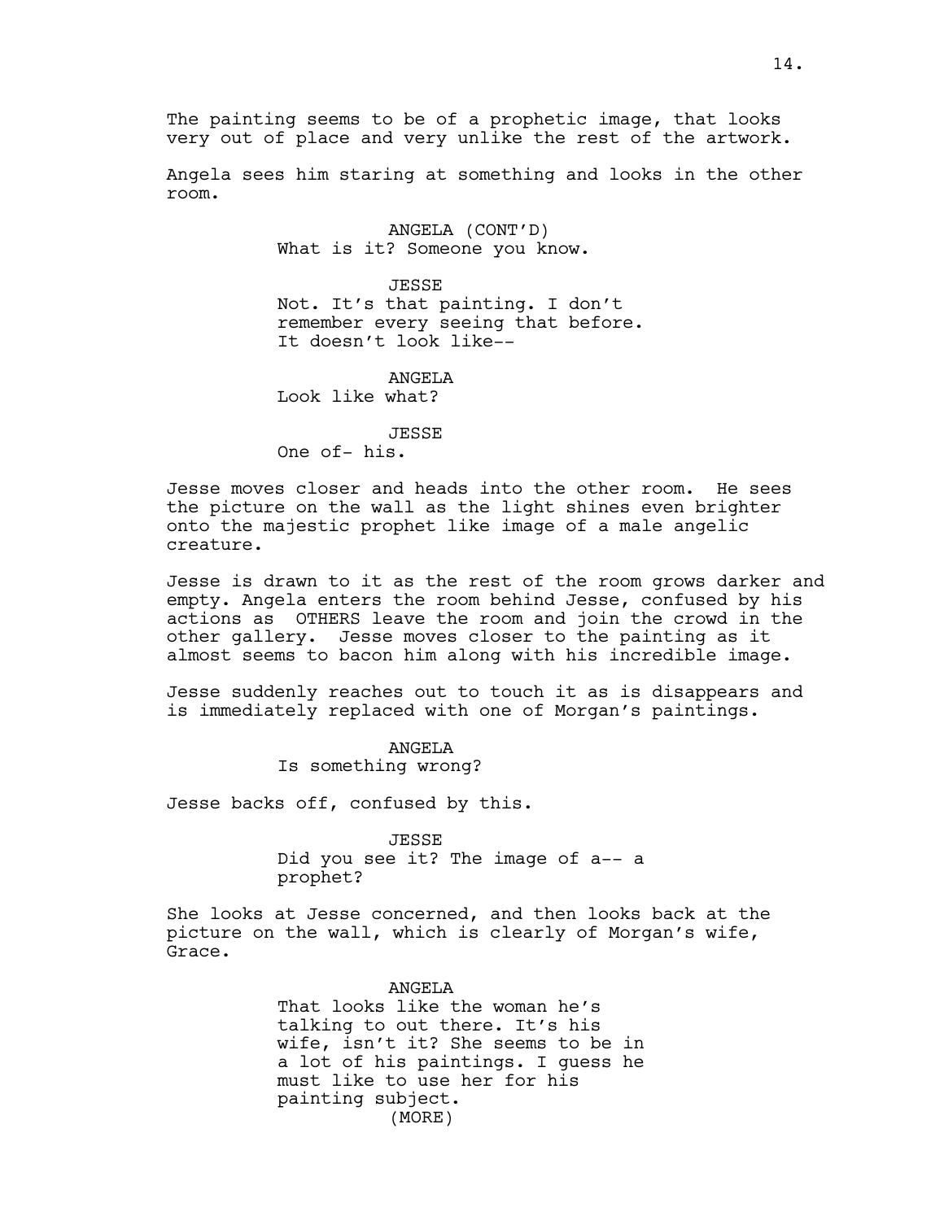The painting seems to be of a prophetic image, that looks very out of place and very unlike the rest of the artwork.

Angela sees him staring at something and looks in the other room.

ANGELA (CONT'D)
What is it? Someone you know.

JESSE
Not. It's that painting. I don't remember every seeing that before. It doesn't look like--

ANGELA
Look like what?

JESSE
One of- his.

Jesse moves closer and heads into the other room. He sees the picture on the wall as the light shines even brighter onto the majestic prophet like image of a male angelic creature.

Jesse is drawn to it as the rest of the room grows darker and empty. Angela enters the room behind Jesse, confused by his actions as OTHERS leave the room and join the crowd in the other gallery. Jesse moves closer to the painting as it almost seems to bacon him along with his incredible image.

Jesse suddenly reaches out to touch it as is disappears and is immediately replaced with one of Morgan's paintings.

ANGELA
Is something wrong?

Jesse backs off, confused by this.

JESSE
Did you see it? The image of a-- a prophet?

She looks at Jesse concerned, and then looks back at the picture on the wall, which is clearly of Morgan's wife, Grace.

ANGELA
That looks like the woman he's talking to out there. It's his wife, isn't it? She seems to be in a lot of his paintings. I guess he must like to use her for his painting subject.
(MORE)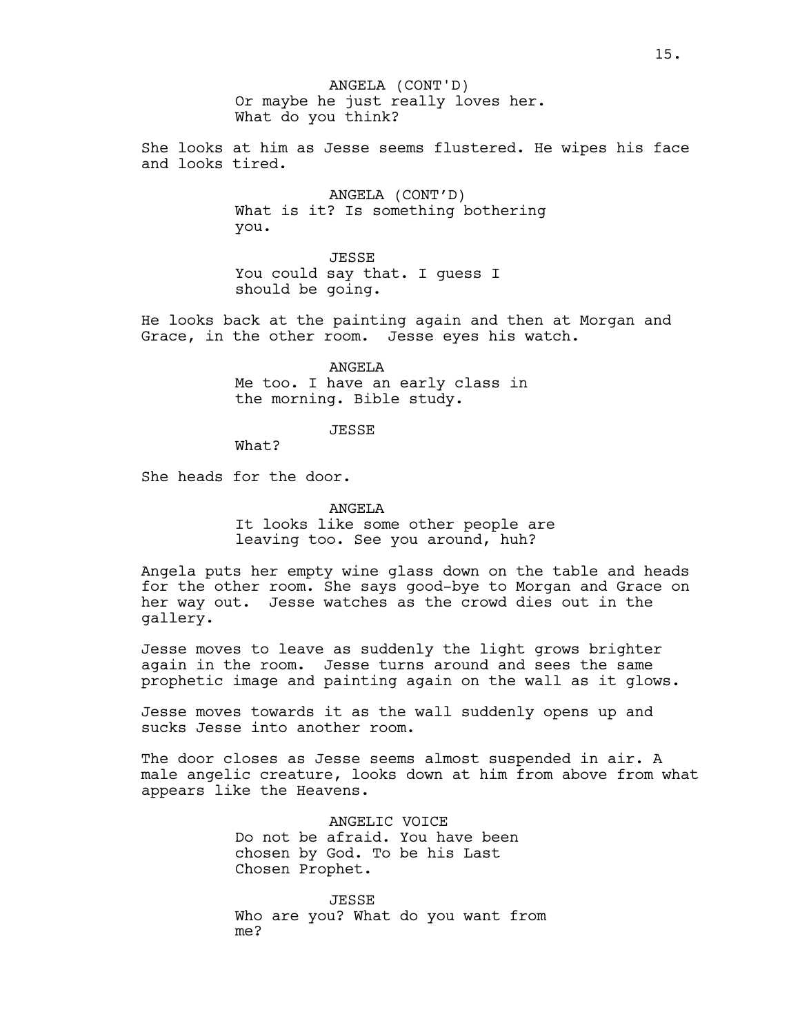ANGELA (CONT'D)
Or maybe he just really loves her. What do you think?

She looks at him as Jesse seems flustered. He wipes his face and looks tired.

ANGELA (CONT'D)
What is it? Is something bothering you.

JESSE
You could say that. I guess I should be going.

He looks back at the painting again and then at Morgan and Grace, in the other room. Jesse eyes his watch.

ANGELA
Me too. I have an early class in the morning. Bible study.

JESSE
What?

She heads for the door.

ANGELA
It looks like some other people are leaving too. See you around, huh?

Angela puts her empty wine glass down on the table and heads for the other room. She says good-bye to Morgan and Grace on her way out. Jesse watches as the crowd dies out in the gallery.

Jesse moves to leave as suddenly the light grows brighter again in the room. Jesse turns around and sees the same prophetic image and painting again on the wall as it glows.

Jesse moves towards it as the wall suddenly opens up and sucks Jesse into another room.

The door closes as Jesse seems almost suspended in air. A male angelic creature, looks down at him from above from what appears like the Heavens.

ANGELIC VOICE
Do not be afraid. You have been chosen by God. To be his Last Chosen Prophet.

JESSE
Who are you? What do you want from me?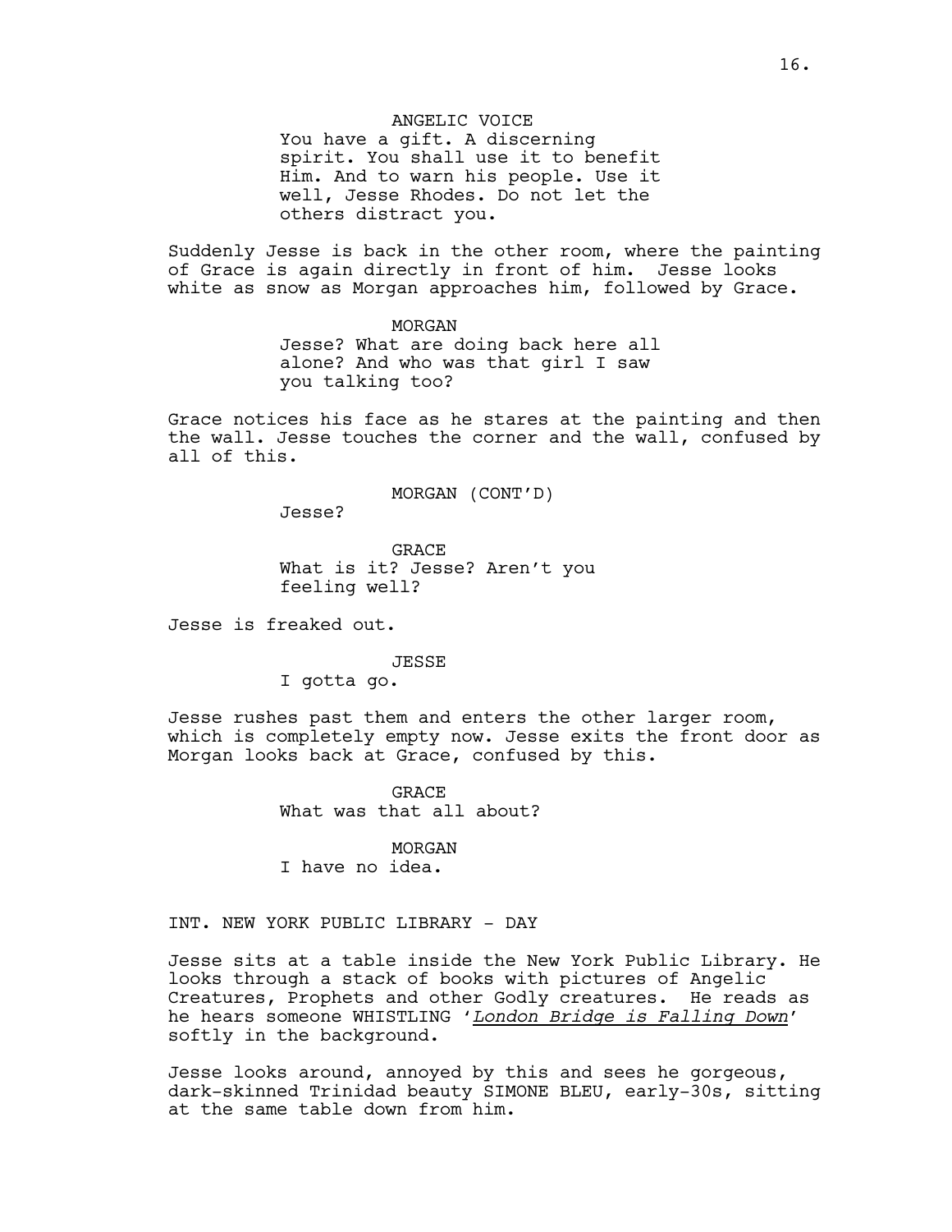ANGELIC VOICE

You have a gift. A discerning spirit. You shall use it to benefit Him. And to warn his people. Use it well, Jesse Rhodes. Do not let the others distract you.

Suddenly Jesse is back in the other room, where the painting of Grace is again directly in front of him. Jesse looks white as snow as Morgan approaches him, followed by Grace.

MORGAN

Jesse? What are doing back here all alone? And who was that girl I saw you talking too?

Grace notices his face as he stares at the painting and then the wall. Jesse touches the corner and the wall, confused by all of this.

MORGAN (CONT'D)

Jesse?

GRACE

What is it? Jesse? Aren't you feeling well?

Jesse is freaked out.

JESSE

I gotta go.

Jesse rushes past them and enters the other larger room, which is completely empty now. Jesse exits the front door as Morgan looks back at Grace, confused by this.

GRACE

What was that all about?

MORGAN

I have no idea.

INT. NEW YORK PUBLIC LIBRARY - DAY

Jesse sits at a table inside the New York Public Library. He looks through a stack of books with pictures of Angelic Creatures, Prophets and other Godly creatures. He reads as he hears someone WHISTLING '*London Bridge is Falling Down*' softly in the background.

Jesse looks around, annoyed by this and sees he gorgeous, dark-skinned Trinidad beauty SIMONE BLEU, early-30s, sitting at the same table down from him.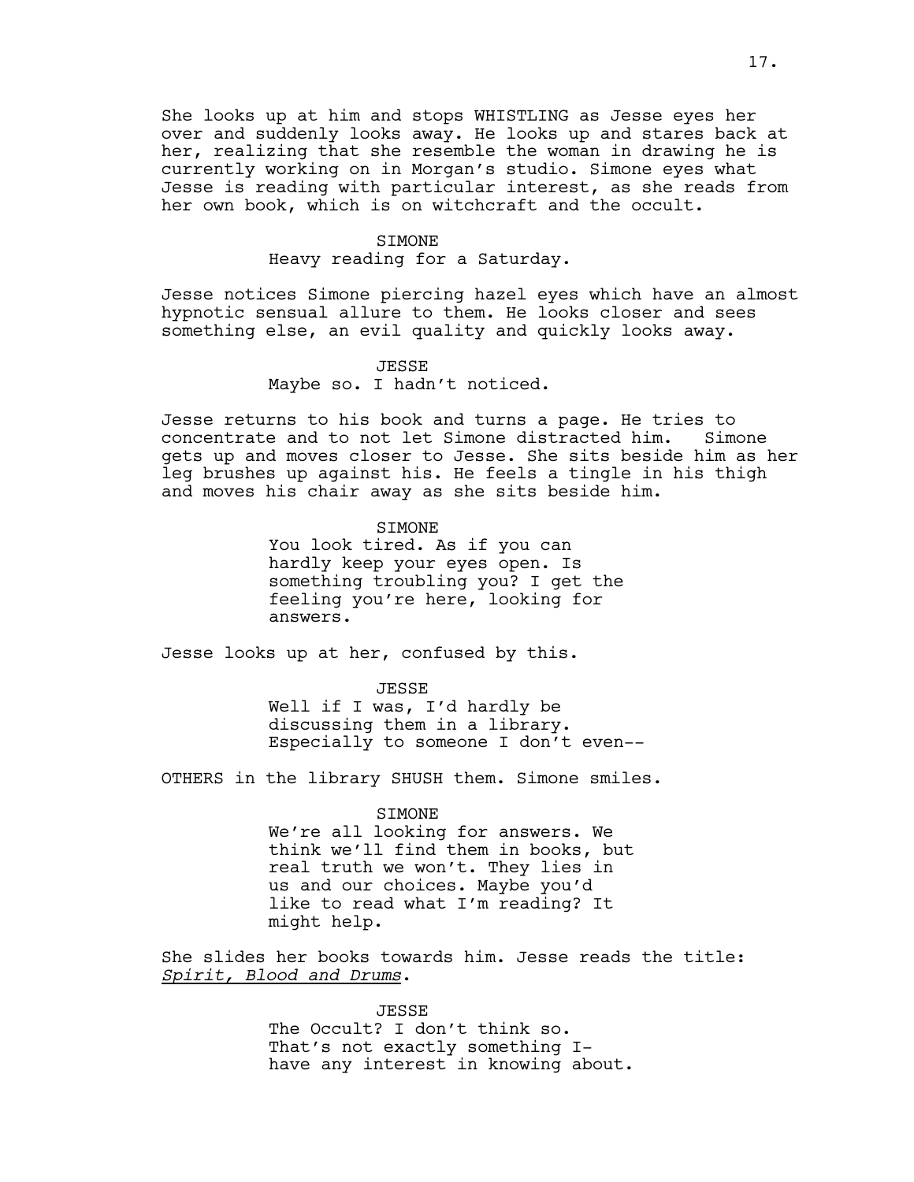She looks up at him and stops WHISTLING as Jesse eyes her over and suddenly looks away. He looks up and stares back at her, realizing that she resemble the woman in drawing he is currently working on in Morgan's studio. Simone eyes what Jesse is reading with particular interest, as she reads from her own book, which is on witchcraft and the occult.

SIMONE
Heavy reading for a Saturday.

Jesse notices Simone piercing hazel eyes which have an almost hypnotic sensual allure to them. He looks closer and sees something else, an evil quality and quickly looks away.

JESSE
Maybe so. I hadn't noticed.

Jesse returns to his book and turns a page. He tries to concentrate and to not let Simone distracted him. Simone gets up and moves closer to Jesse. She sits beside him as her leg brushes up against his. He feels a tingle in his thigh and moves his chair away as she sits beside him.

SIMONE
You look tired. As if you can hardly keep your eyes open. Is something troubling you? I get the feeling you're here, looking for answers.

Jesse looks up at her, confused by this.

JESSE
Well if I was, I'd hardly be discussing them in a library. Especially to someone I don't even--

OTHERS in the library SHUSH them. Simone smiles.

SIMONE
We're all looking for answers. We think we'll find them in books, but real truth we won't. They lies in us and our choices. Maybe you'd like to read what I'm reading? It might help.

She slides her books towards him. Jesse reads the title: *<u>Spirit, Blood and Drums</u>*.

JESSE
The Occult? I don't think so. That's not exactly something I- have any interest in knowing about.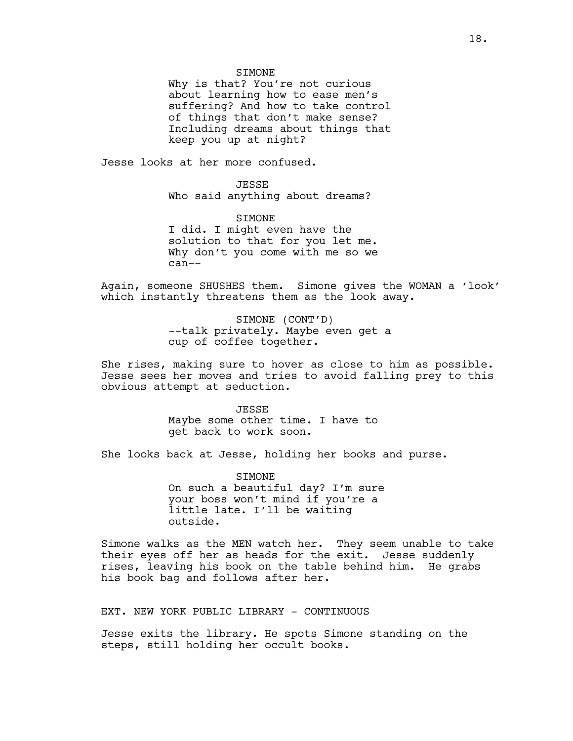SIMONE

Why is that? You're not curious about learning how to ease men's suffering? And how to take control of things that don't make sense? Including dreams about things that keep you up at night?

Jesse looks at her more confused.

JESSE

Who said anything about dreams?

SIMONE

I did. I might even have the solution to that for you let me. Why don't you come with me so we can--

Again, someone SHUSHES them. Simone gives the WOMAN a 'look' which instantly threatens them as the look away.

SIMONE (CONT'D)

--talk privately. Maybe even get a cup of coffee together.

She rises, making sure to hover as close to him as possible. Jesse sees her moves and tries to avoid falling prey to this obvious attempt at seduction.

JESSE

Maybe some other time. I have to get back to work soon.

She looks back at Jesse, holding her books and purse.

SIMONE

On such a beautiful day? I'm sure your boss won't mind if you're a little late. I'll be waiting outside.

Simone walks as the MEN watch her. They seem unable to take their eyes off her as heads for the exit. Jesse suddenly rises, leaving his book on the table behind him. He grabs his book bag and follows after her.

EXT. NEW YORK PUBLIC LIBRARY - CONTINUOUS

Jesse exits the library. He spots Simone standing on the steps, still holding her occult books.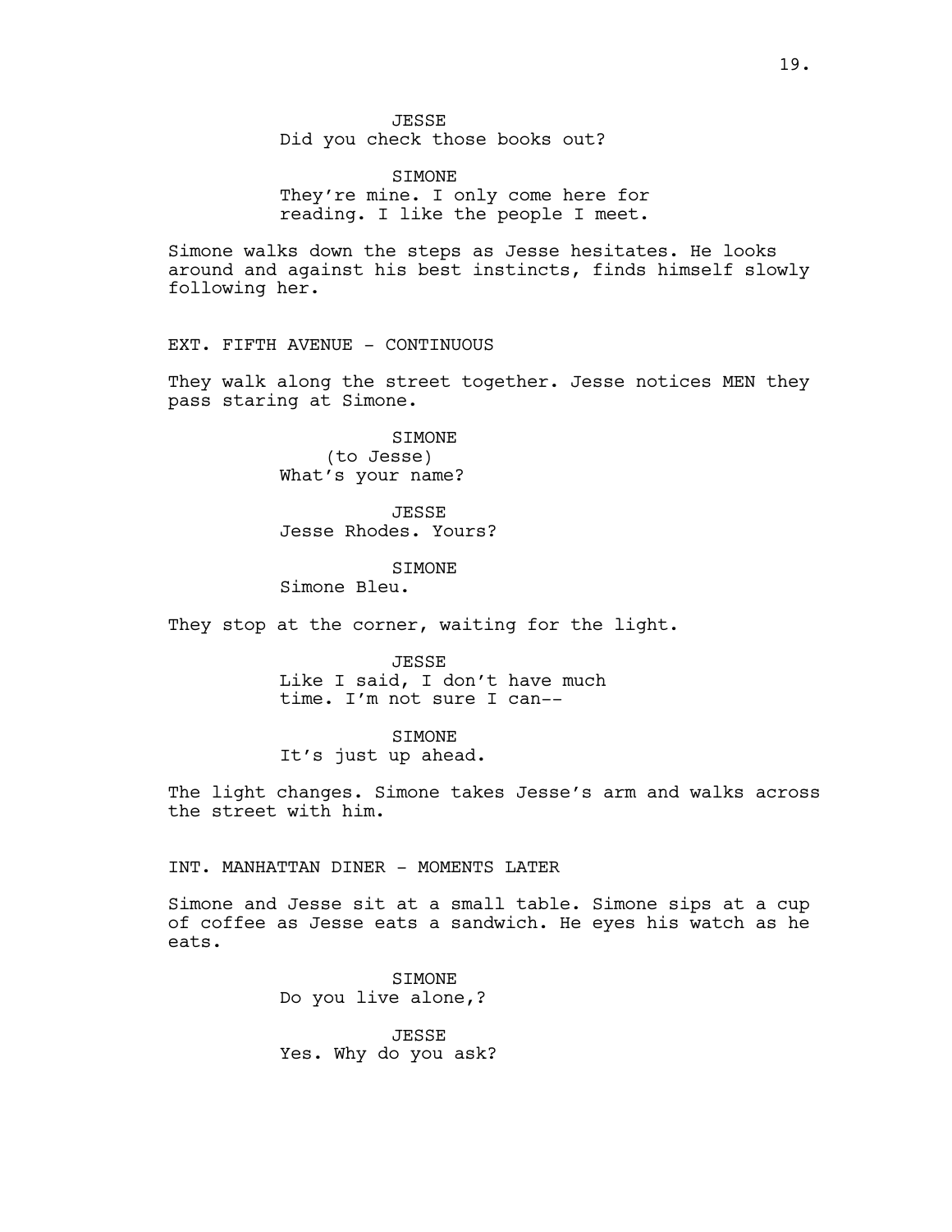JESSE
Did you check those books out?

SIMONE
They're mine. I only come here for reading. I like the people I meet.

Simone walks down the steps as Jesse hesitates. He looks around and against his best instincts, finds himself slowly following her.

EXT. FIFTH AVENUE - CONTINUOUS

They walk along the street together. Jesse notices MEN they pass staring at Simone.

SIMONE
(to Jesse)
What's your name?

JESSE
Jesse Rhodes. Yours?

SIMONE
Simone Bleu.

They stop at the corner, waiting for the light.

JESSE
Like I said, I don't have much time. I'm not sure I can--

SIMONE
It's just up ahead.

The light changes. Simone takes Jesse's arm and walks across the street with him.

INT. MANHATTAN DINER - MOMENTS LATER

Simone and Jesse sit at a small table. Simone sips at a cup of coffee as Jesse eats a sandwich. He eyes his watch as he eats.

SIMONE
Do you live alone,?

JESSE
Yes. Why do you ask?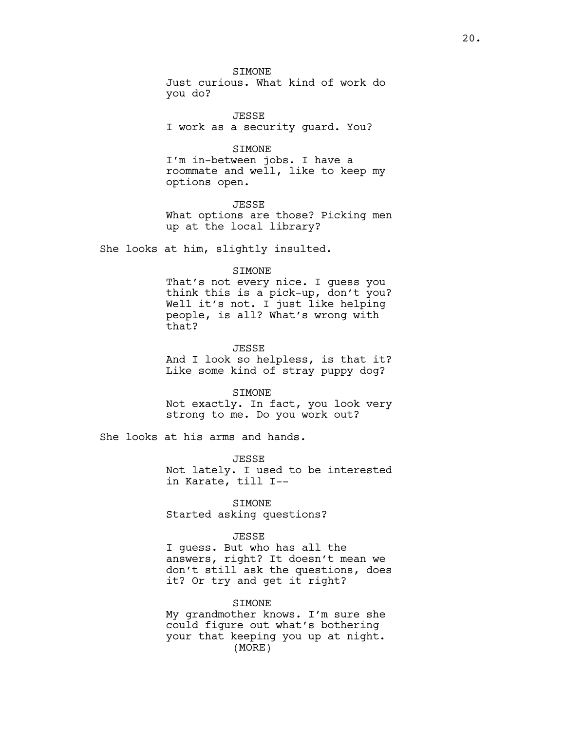SIMONE
Just curious. What kind of work do you do?

JESSE
I work as a security guard. You?

SIMONE
I'm in-between jobs. I have a roommate and well, like to keep my options open.

JESSE
What options are those? Picking men up at the local library?

She looks at him, slightly insulted.

SIMONE
That's not every nice. I guess you think this is a pick-up, don't you? Well it's not. I just like helping people, is all? What's wrong with that?

JESSE
And I look so helpless, is that it? Like some kind of stray puppy dog?

SIMONE
Not exactly. In fact, you look very strong to me. Do you work out?

She looks at his arms and hands.

JESSE
Not lately. I used to be interested in Karate, till I--

SIMONE
Started asking questions?

JESSE
I guess. But who has all the answers, right? It doesn't mean we don't still ask the questions, does it? Or try and get it right?

SIMONE
My grandmother knows. I'm sure she could figure out what's bothering your that keeping you up at night.
(MORE)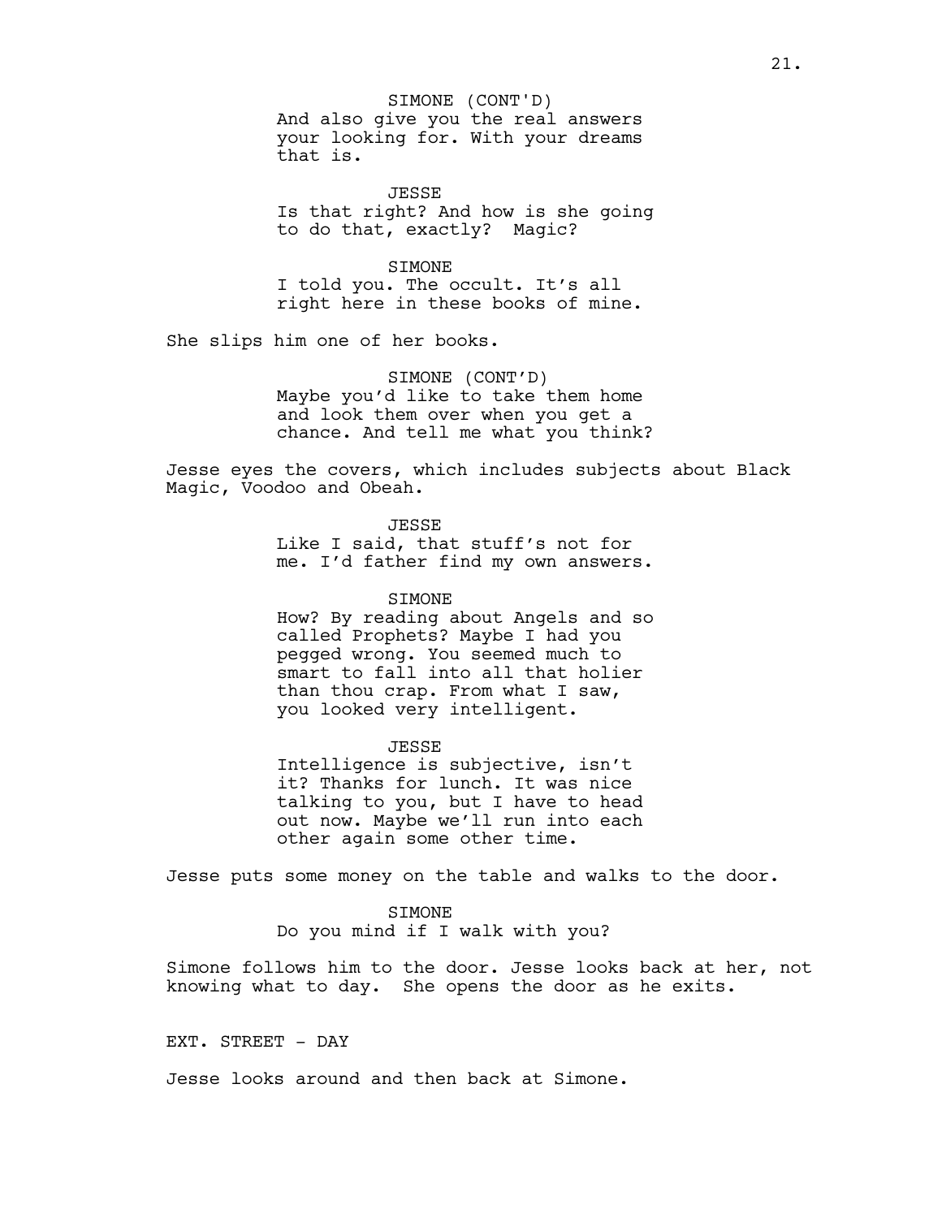SIMONE (CONT'D)
And also give you the real answers your looking for. With your dreams that is.

JESSE
Is that right? And how is she going to do that, exactly? Magic?

SIMONE
I told you. The occult. It's all right here in these books of mine.

She slips him one of her books.

SIMONE (CONT'D)
Maybe you'd like to take them home and look them over when you get a chance. And tell me what you think?

Jesse eyes the covers, which includes subjects about Black Magic, Voodoo and Obeah.

JESSE
Like I said, that stuff's not for me. I'd father find my own answers.

SIMONE
How? By reading about Angels and so called Prophets? Maybe I had you pegged wrong. You seemed much to smart to fall into all that holier than thou crap. From what I saw, you looked very intelligent.

JESSE
Intelligence is subjective, isn't it? Thanks for lunch. It was nice talking to you, but I have to head out now. Maybe we'll run into each other again some other time.

Jesse puts some money on the table and walks to the door.

SIMONE
Do you mind if I walk with you?

Simone follows him to the door. Jesse looks back at her, not knowing what to day. She opens the door as he exits.

EXT. STREET - DAY

Jesse looks around and then back at Simone.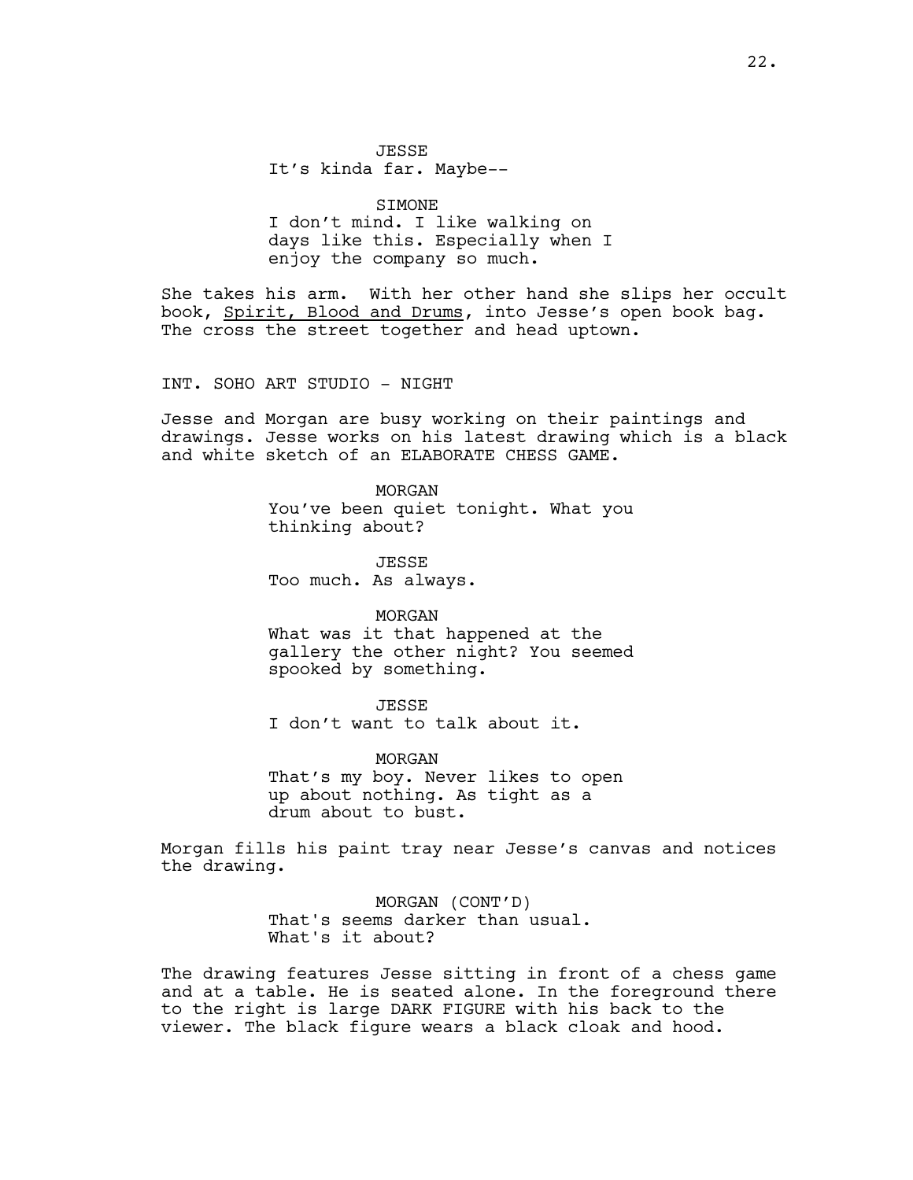JESSE
It's kinda far. Maybe--

SIMONE
I don't mind. I like walking on days like this. Especially when I enjoy the company so much.

She takes his arm. With her other hand she slips her occult book, Spirit, Blood and Drums, into Jesse's open book bag. The cross the street together and head uptown.

INT. SOHO ART STUDIO - NIGHT

Jesse and Morgan are busy working on their paintings and drawings. Jesse works on his latest drawing which is a black and white sketch of an ELABORATE CHESS GAME.

MORGAN
You've been quiet tonight. What you thinking about?

JESSE
Too much. As always.

MORGAN
What was it that happened at the gallery the other night? You seemed spooked by something.

JESSE
I don't want to talk about it.

MORGAN
That's my boy. Never likes to open up about nothing. As tight as a drum about to bust.

Morgan fills his paint tray near Jesse's canvas and notices the drawing.

MORGAN (CONT'D)
That's seems darker than usual. What's it about?

The drawing features Jesse sitting in front of a chess game and at a table. He is seated alone. In the foreground there to the right is large DARK FIGURE with his back to the viewer. The black figure wears a black cloak and hood.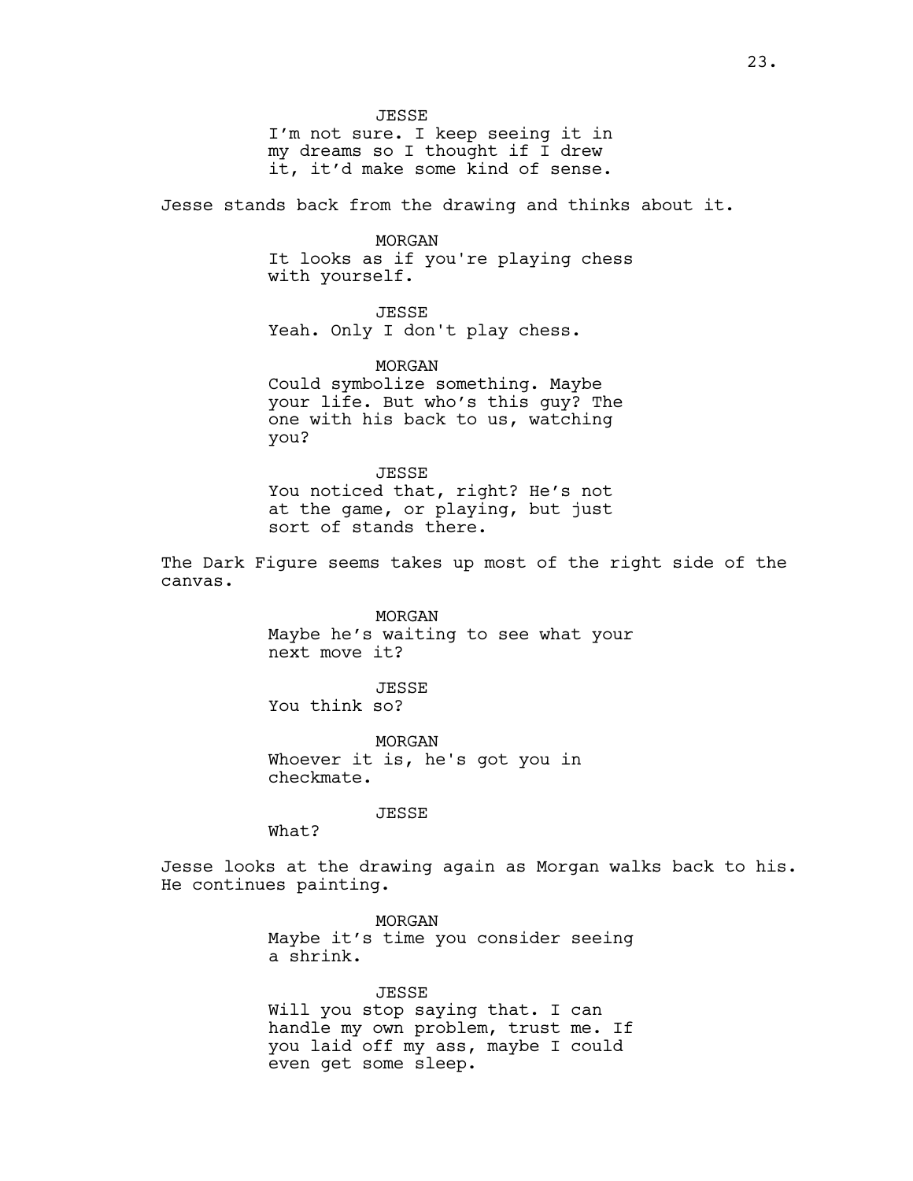JESSE

I'm not sure. I keep seeing it in my dreams so I thought if I drew it, it'd make some kind of sense.

Jesse stands back from the drawing and thinks about it.

MORGAN

It looks as if you're playing chess with yourself.

JESSE

Yeah. Only I don't play chess.

MORGAN

Could symbolize something. Maybe your life. But who's this guy? The one with his back to us, watching you?

JESSE

You noticed that, right? He's not at the game, or playing, but just sort of stands there.

The Dark Figure seems takes up most of the right side of the canvas.

MORGAN

Maybe he's waiting to see what your next move it?

JESSE

You think so?

MORGAN

Whoever it is, he's got you in checkmate.

JESSE

What?

Jesse looks at the drawing again as Morgan walks back to his. He continues painting.

MORGAN

Maybe it's time you consider seeing a shrink.

JESSE

Will you stop saying that. I can handle my own problem, trust me. If you laid off my ass, maybe I could even get some sleep.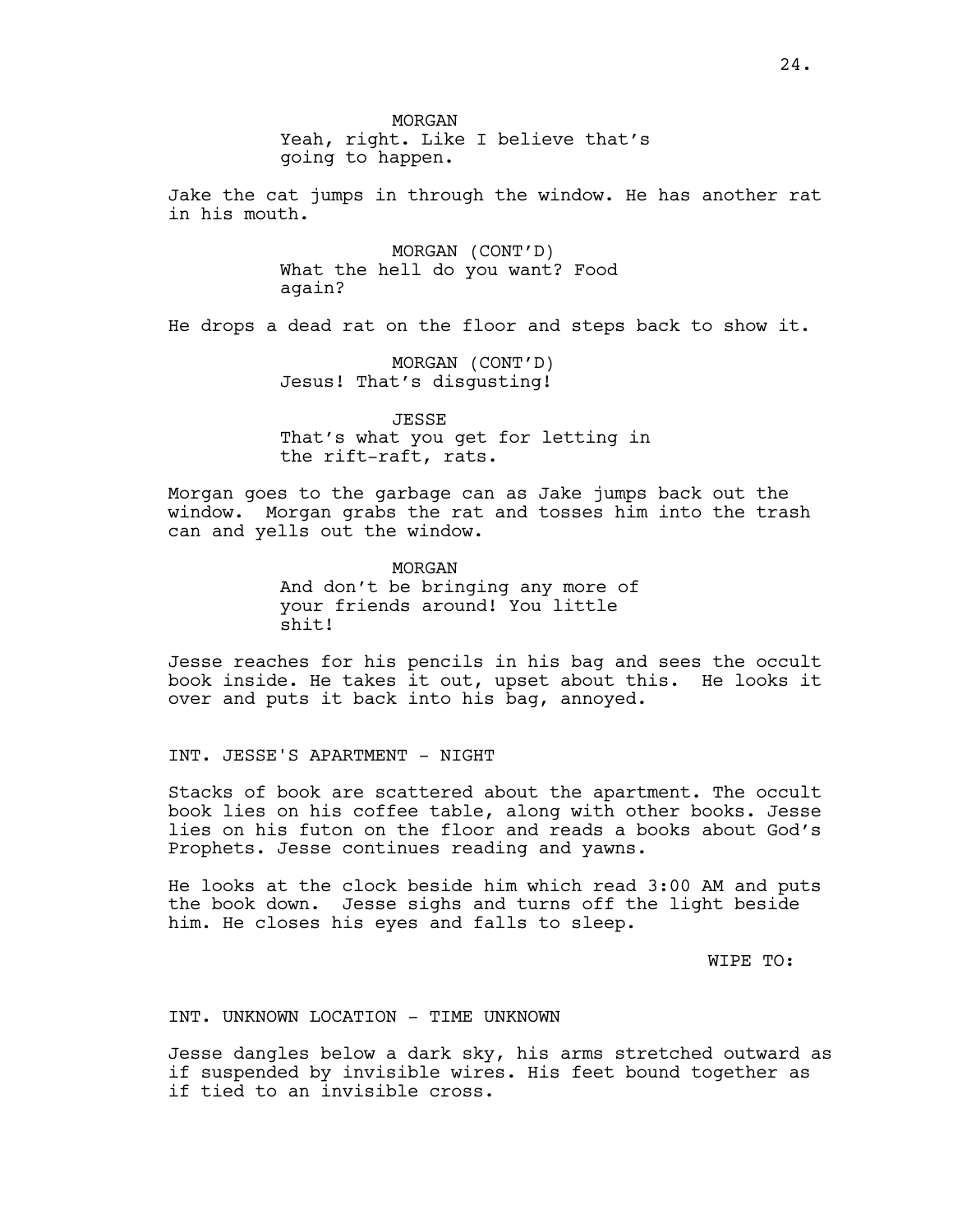MORGAN
Yeah, right. Like I believe that's going to happen.

Jake the cat jumps in through the window. He has another rat in his mouth.

MORGAN (CONT'D)
What the hell do you want? Food again?

He drops a dead rat on the floor and steps back to show it.

MORGAN (CONT'D)
Jesus! That's disgusting!

JESSE
That's what you get for letting in the rift-raft, rats.

Morgan goes to the garbage can as Jake jumps back out the window. Morgan grabs the rat and tosses him into the trash can and yells out the window.

MORGAN
And don't be bringing any more of your friends around! You little shit!

Jesse reaches for his pencils in his bag and sees the occult book inside. He takes it out, upset about this. He looks it over and puts it back into his bag, annoyed.

INT. JESSE'S APARTMENT - NIGHT

Stacks of book are scattered about the apartment. The occult book lies on his coffee table, along with other books. Jesse lies on his futon on the floor and reads a books about God's Prophets. Jesse continues reading and yawns.

He looks at the clock beside him which read 3:00 AM and puts the book down. Jesse sighs and turns off the light beside him. He closes his eyes and falls to sleep.

WIPE TO:

INT. UNKNOWN LOCATION - TIME UNKNOWN

Jesse dangles below a dark sky, his arms stretched outward as if suspended by invisible wires. His feet bound together as if tied to an invisible cross.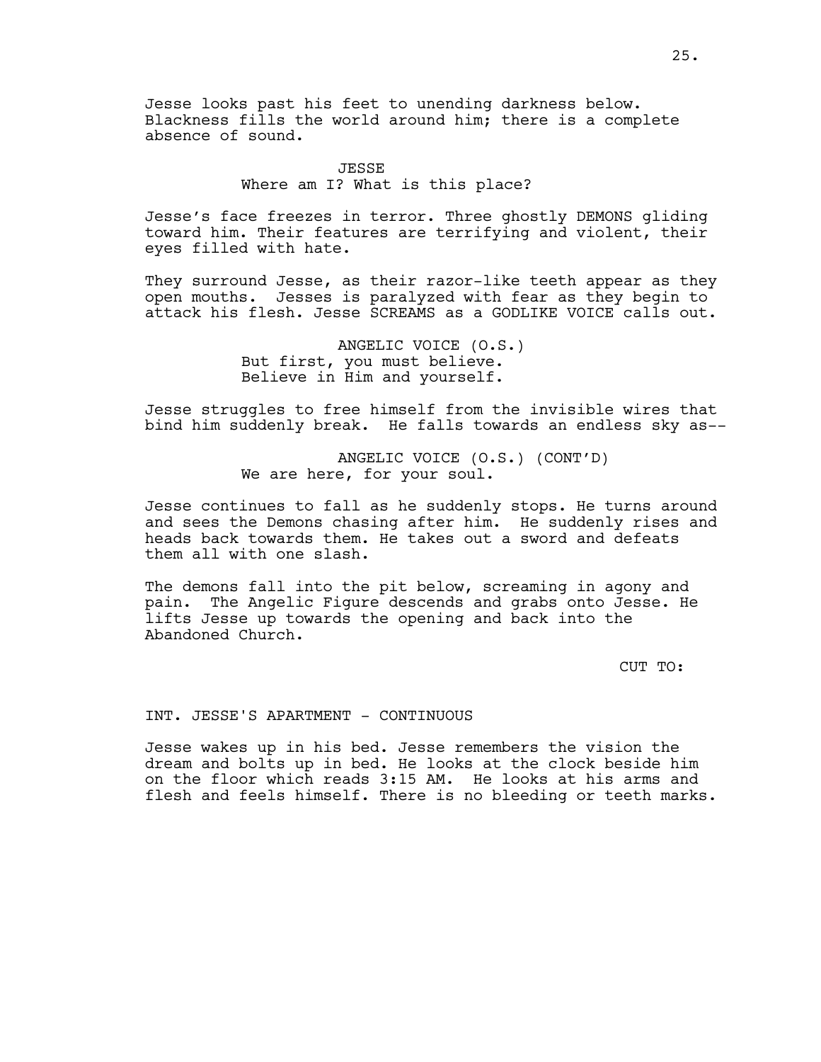Jesse looks past his feet to unending darkness below. Blackness fills the world around him; there is a complete absence of sound.

JESSE
Where am I? What is this place?

Jesse's face freezes in terror. Three ghostly DEMONS gliding toward him. Their features are terrifying and violent, their eyes filled with hate.

They surround Jesse, as their razor-like teeth appear as they open mouths. Jesses is paralyzed with fear as they begin to attack his flesh. Jesse SCREAMS as a GODLIKE VOICE calls out.

ANGELIC VOICE (O.S.)
But first, you must believe.
Believe in Him and yourself.

Jesse struggles to free himself from the invisible wires that bind him suddenly break. He falls towards an endless sky as--

ANGELIC VOICE (O.S.) (CONT'D)
We are here, for your soul.

Jesse continues to fall as he suddenly stops. He turns around and sees the Demons chasing after him. He suddenly rises and heads back towards them. He takes out a sword and defeats them all with one slash.

The demons fall into the pit below, screaming in agony and pain. The Angelic Figure descends and grabs onto Jesse. He lifts Jesse up towards the opening and back into the Abandoned Church.

CUT TO:

INT. JESSE'S APARTMENT - CONTINUOUS

Jesse wakes up in his bed. Jesse remembers the vision the dream and bolts up in bed. He looks at the clock beside him on the floor which reads 3:15 AM. He looks at his arms and flesh and feels himself. There is no bleeding or teeth marks.